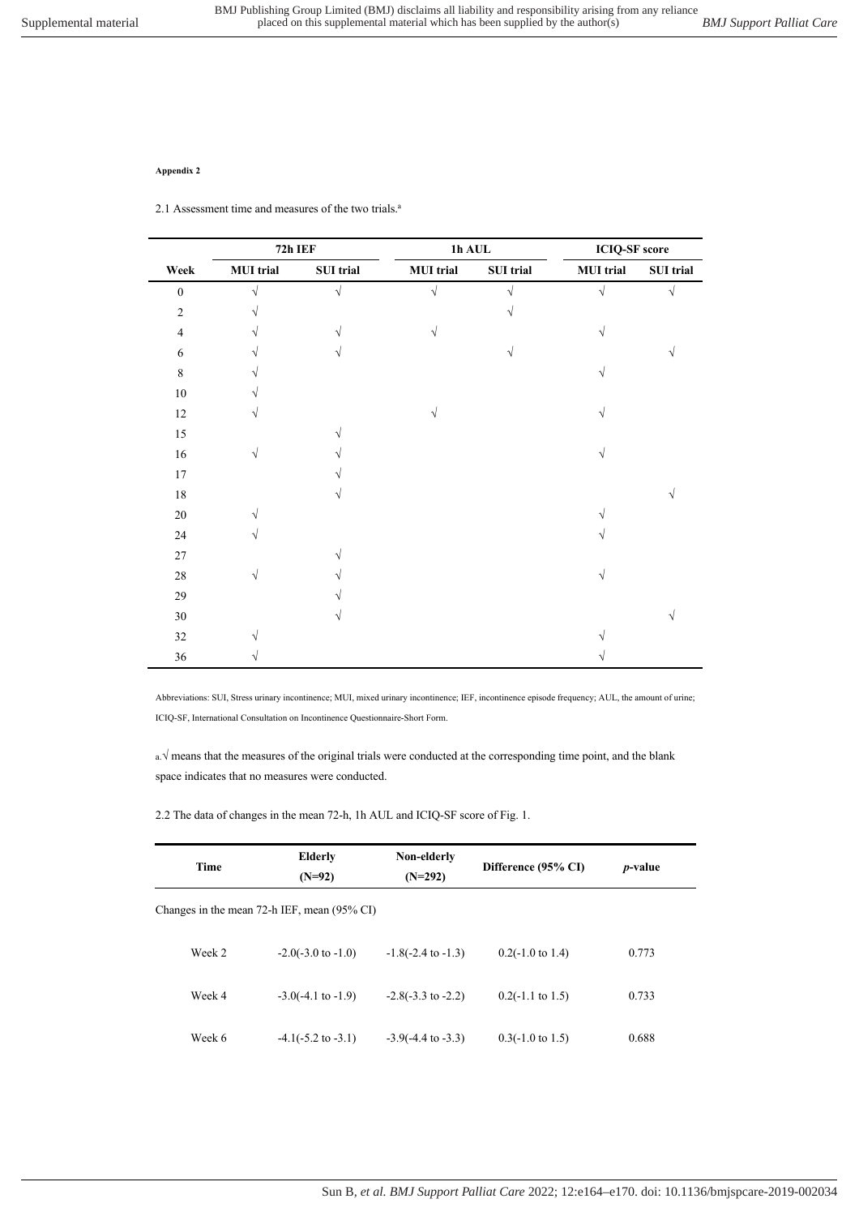**Appendix 2**

2.1 Assessment time and measures of the two trials.[a]

| | 72h IEF | | 1h AUL | | ICIQ-SF score | |
|---|---|---|---|---|---|---|
| **Week** | **MUI trial** | **SUI trial** | **MUI trial** | **SUI trial** | **MUI trial** | **SUI trial** |
| 0 | √ | √ | √ | √ | √ | √ |
| 2 | √ | | | √ | | |
| 4 | √ | √ | √ | | √ | |
| 6 | √ | √ | | √ | | √ |
| 8 | √ | | | | √ | |
| 10 | √ | | | | | |
| 12 | √ | | √ | | √ | |
| 15 | | √ | | | | |
| 16 | √ | √ | | | √ | |
| 17 | | √ | | | | |
| 18 | | √ | | | | √ |
| 20 | √ | | | | √ | |
| 24 | √ | | | | √ | |
| 27 | | √ | | | | |
| 28 | √ | √ | | | √ | |
| 29 | | √ | | | | |
| 30 | | √ | | | | √ |
| 32 | √ | | | | √ | |
| 36 | √ | | | | √ | |

Abbreviations: SUI, Stress urinary incontinence; MUI, mixed urinary incontinence; IEF, incontinence episode frequency; AUL, the amount of urine; ICIQ-SF, International Consultation on Incontinence Questionnaire-Short Form.

a. √ means that the measures of the original trials were conducted at the corresponding time point, and the blank space indicates that no measures were conducted.

2.2 The data of changes in the mean 72-h, 1h AUL and ICIQ-SF score of Fig. 1.

| Time | Elderly (N=92) | Non-elderly (N=292) | Difference (95% CI) | *p*-value |
|---|---|---|---|---|
| Changes in the mean 72-h IEF, mean (95% CI) | | | | |
| Week 2 | -2.0(-3.0 to -1.0) | -1.8(-2.4 to -1.3) | 0.2(-1.0 to 1.4) | 0.773 |
| Week 4 | -3.0(-4.1 to -1.9) | -2.8(-3.3 to -2.2) | 0.2(-1.1 to 1.5) | 0.733 |
| Week 6 | -4.1(-5.2 to -3.1) | -3.9(-4.4 to -3.3) | 0.3(-1.0 to 1.5) | 0.688 |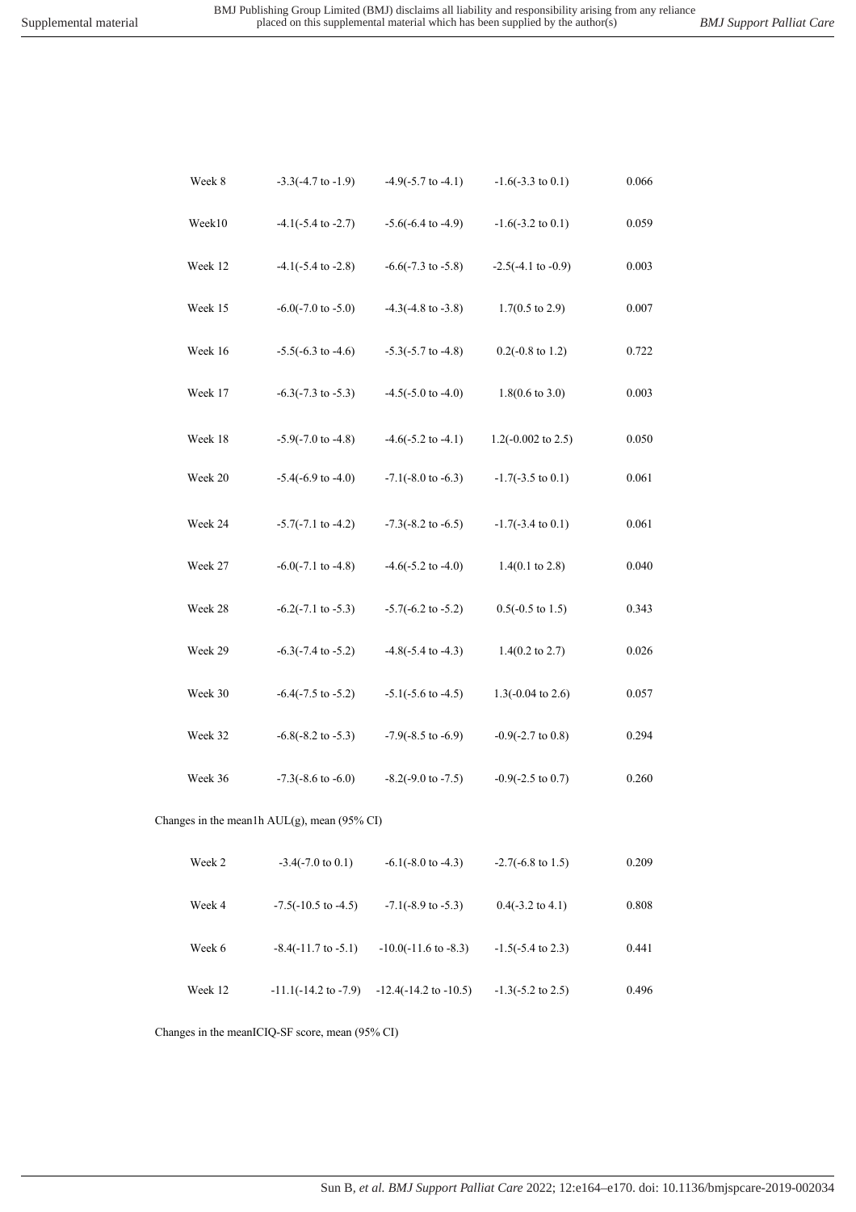| | | | | |
|---|---|---|---|---|
| Week 8 | -3.3(-4.7 to -1.9) | -4.9(-5.7 to -4.1) | -1.6(-3.3 to 0.1) | 0.066 |
| Week10 | -4.1(-5.4 to -2.7) | -5.6(-6.4 to -4.9) | -1.6(-3.2 to 0.1) | 0.059 |
| Week 12 | -4.1(-5.4 to -2.8) | -6.6(-7.3 to -5.8) | -2.5(-4.1 to -0.9) | 0.003 |
| Week 15 | -6.0(-7.0 to -5.0) | -4.3(-4.8 to -3.8) | 1.7(0.5 to 2.9) | 0.007 |
| Week 16 | -5.5(-6.3 to -4.6) | -5.3(-5.7 to -4.8) | 0.2(-0.8 to 1.2) | 0.722 |
| Week 17 | -6.3(-7.3 to -5.3) | -4.5(-5.0 to -4.0) | 1.8(0.6 to 3.0) | 0.003 |
| Week 18 | -5.9(-7.0 to -4.8) | -4.6(-5.2 to -4.1) | 1.2(-0.002 to 2.5) | 0.050 |
| Week 20 | -5.4(-6.9 to -4.0) | -7.1(-8.0 to -6.3) | -1.7(-3.5 to 0.1) | 0.061 |
| Week 24 | -5.7(-7.1 to -4.2) | -7.3(-8.2 to -6.5) | -1.7(-3.4 to 0.1) | 0.061 |
| Week 27 | -6.0(-7.1 to -4.8) | -4.6(-5.2 to -4.0) | 1.4(0.1 to 2.8) | 0.040 |
| Week 28 | -6.2(-7.1 to -5.3) | -5.7(-6.2 to -5.2) | 0.5(-0.5 to 1.5) | 0.343 |
| Week 29 | -6.3(-7.4 to -5.2) | -4.8(-5.4 to -4.3) | 1.4(0.2 to 2.7) | 0.026 |
| Week 30 | -6.4(-7.5 to -5.2) | -5.1(-5.6 to -4.5) | 1.3(-0.04 to 2.6) | 0.057 |
| Week 32 | -6.8(-8.2 to -5.3) | -7.9(-8.5 to -6.9) | -0.9(-2.7 to 0.8) | 0.294 |
| Week 36 | -7.3(-8.6 to -6.0) | -8.2(-9.0 to -7.5) | -0.9(-2.5 to 0.7) | 0.260 |
| Changes in the mean1h AUL(g), mean (95% CI) | | | | |
| Week 2 | -3.4(-7.0 to 0.1) | -6.1(-8.0 to -4.3) | -2.7(-6.8 to 1.5) | 0.209 |
| Week 4 | -7.5(-10.5 to -4.5) | -7.1(-8.9 to -5.3) | 0.4(-3.2 to 4.1) | 0.808 |
| Week 6 | -8.4(-11.7 to -5.1) | -10.0(-11.6 to -8.3) | -1.5(-5.4 to 2.3) | 0.441 |
| Week 12 | -11.1(-14.2 to -7.9) | -12.4(-14.2 to -10.5) | -1.3(-5.2 to 2.5) | 0.496 |
| Changes in the meanICIQ-SF score, mean (95% CI) | | | | |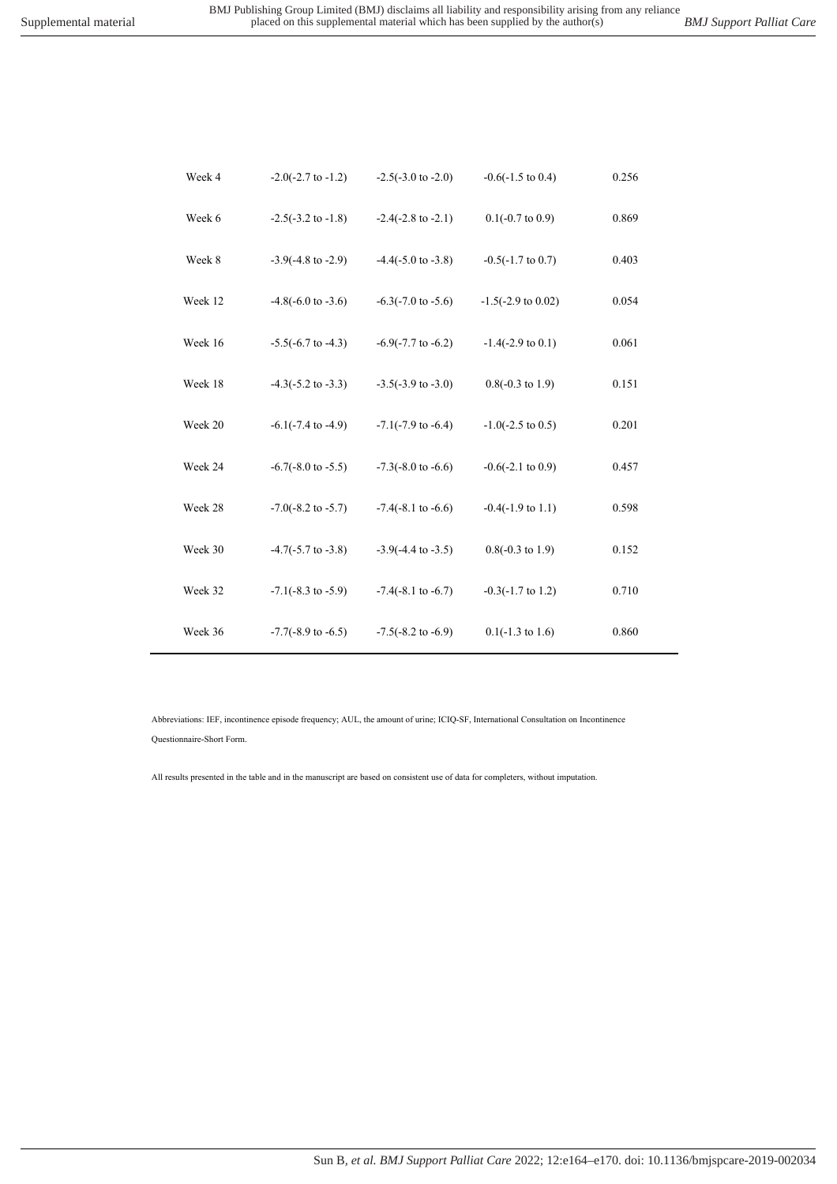| | | | | |
|---|---|---|---|---|
| Week 4 | -2.0(-2.7 to -1.2) | -2.5(-3.0 to -2.0) | -0.6(-1.5 to 0.4) | 0.256 |
| Week 6 | -2.5(-3.2 to -1.8) | -2.4(-2.8 to -2.1) | 0.1(-0.7 to 0.9) | 0.869 |
| Week 8 | -3.9(-4.8 to -2.9) | -4.4(-5.0 to -3.8) | -0.5(-1.7 to 0.7) | 0.403 |
| Week 12 | -4.8(-6.0 to -3.6) | -6.3(-7.0 to -5.6) | -1.5(-2.9 to 0.02) | 0.054 |
| Week 16 | -5.5(-6.7 to -4.3) | -6.9(-7.7 to -6.2) | -1.4(-2.9 to 0.1) | 0.061 |
| Week 18 | -4.3(-5.2 to -3.3) | -3.5(-3.9 to -3.0) | 0.8(-0.3 to 1.9) | 0.151 |
| Week 20 | -6.1(-7.4 to -4.9) | -7.1(-7.9 to -6.4) | -1.0(-2.5 to 0.5) | 0.201 |
| Week 24 | -6.7(-8.0 to -5.5) | -7.3(-8.0 to -6.6) | -0.6(-2.1 to 0.9) | 0.457 |
| Week 28 | -7.0(-8.2 to -5.7) | -7.4(-8.1 to -6.6) | -0.4(-1.9 to 1.1) | 0.598 |
| Week 30 | -4.7(-5.7 to -3.8) | -3.9(-4.4 to -3.5) | 0.8(-0.3 to 1.9) | 0.152 |
| Week 32 | -7.1(-8.3 to -5.9) | -7.4(-8.1 to -6.7) | -0.3(-1.7 to 1.2) | 0.710 |
| Week 36 | -7.7(-8.9 to -6.5) | -7.5(-8.2 to -6.9) | 0.1(-1.3 to 1.6) | 0.860 |

Abbreviations: IEF, incontinence episode frequency; AUL, the amount of urine; ICIQ-SF, International Consultation on Incontinence Questionnaire-Short Form.

All results presented in the table and in the manuscript are based on consistent use of data for completers, without imputation.